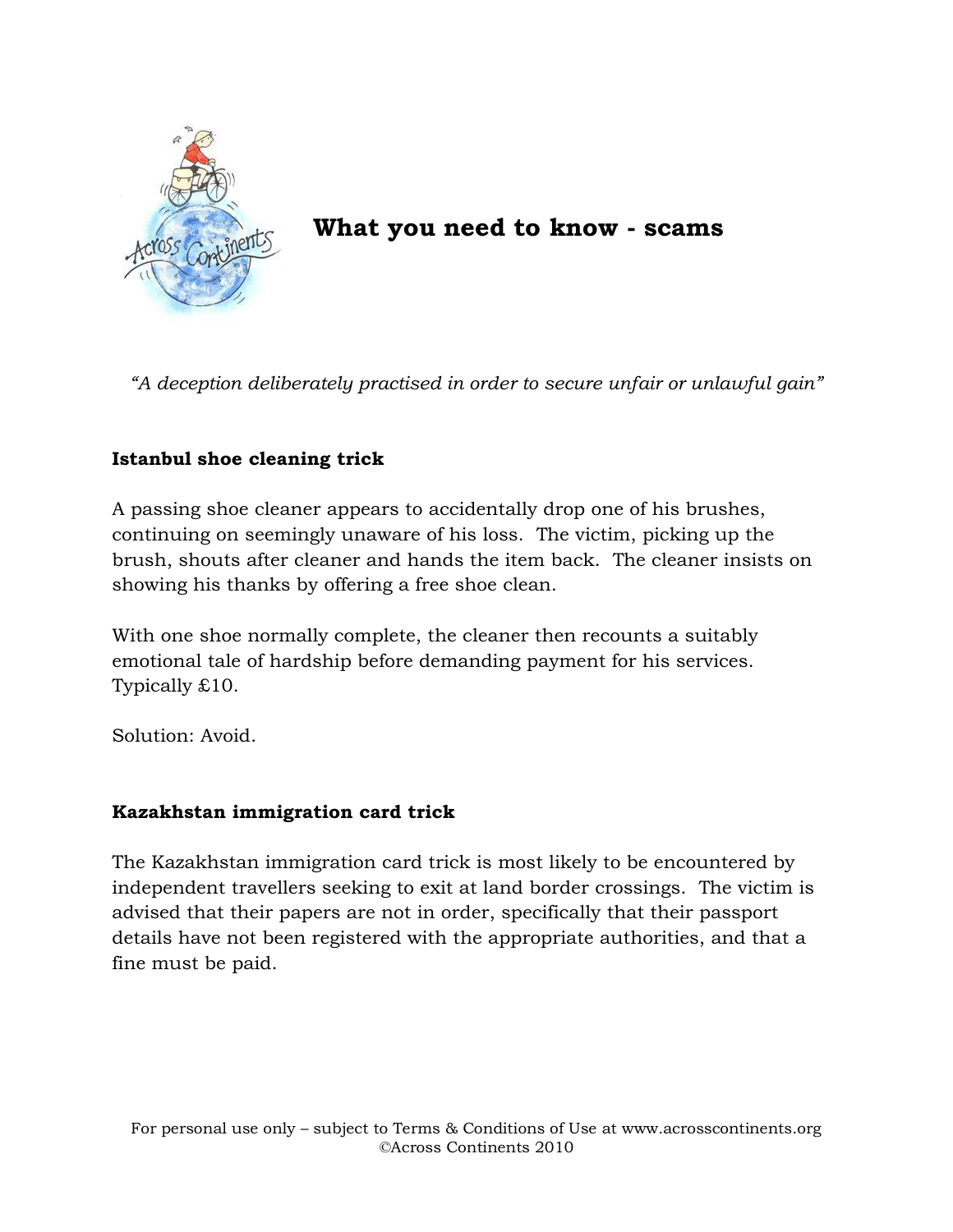# What you need to know - scams

*"A deception deliberately practised in order to secure unfair or unlawful gain"*

**Istanbul shoe cleaning trick**

A passing shoe cleaner appears to accidentally drop one of his brushes, continuing on seemingly unaware of his loss. The victim, picking up the brush, shouts after cleaner and hands the item back. The cleaner insists on showing his thanks by offering a free shoe clean.

With one shoe normally complete, the cleaner then recounts a suitably emotional tale of hardship before demanding payment for his services. Typically £10.

Solution: Avoid.

**Kazakhstan immigration card trick**

The Kazakhstan immigration card trick is most likely to be encountered by independent travellers seeking to exit at land border crossings. The victim is advised that their papers are not in order, specifically that their passport details have not been registered with the appropriate authorities, and that a fine must be paid.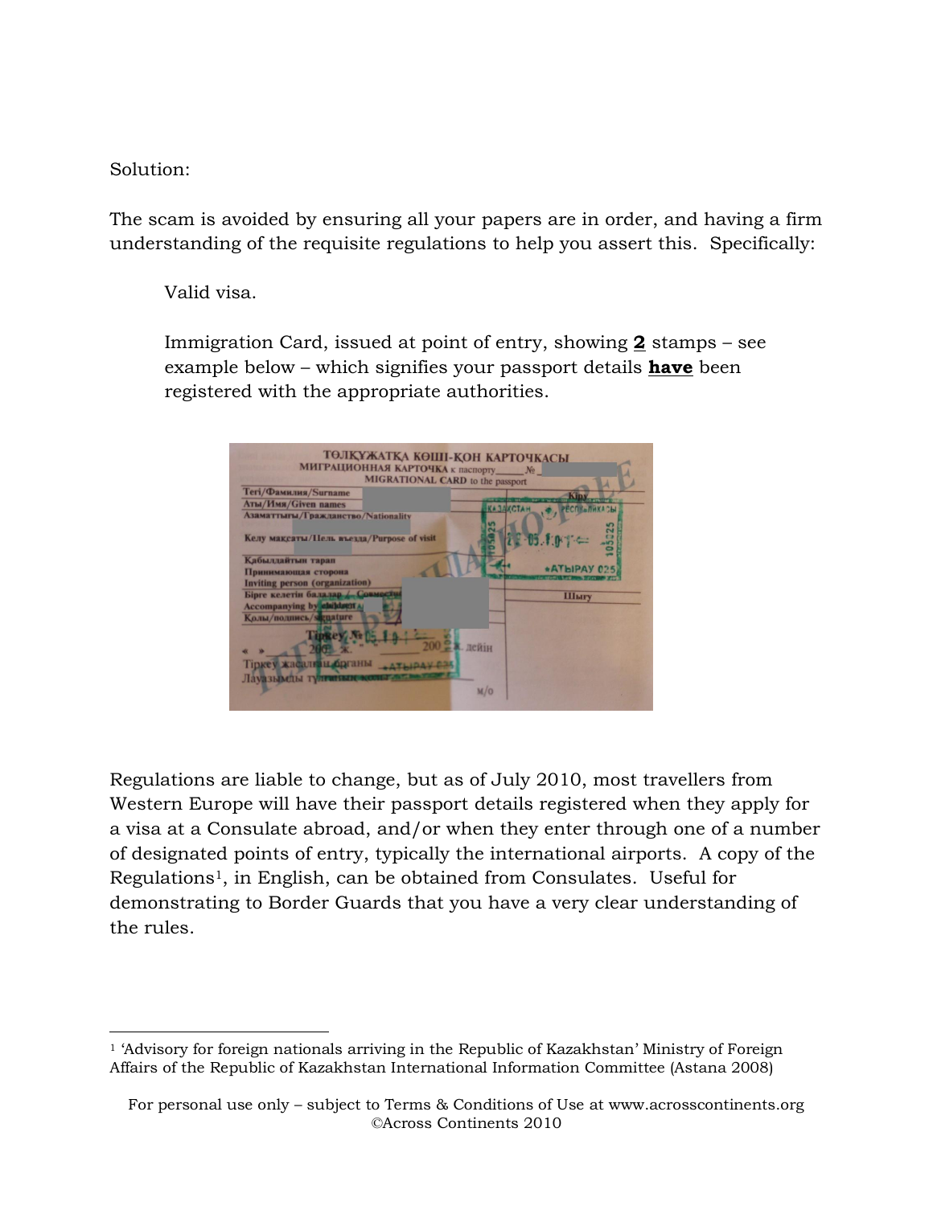Solution:

The scam is avoided by ensuring all your papers are in order, and having a firm understanding of the requisite regulations to help you assert this. Specifically:

> Valid visa.
>
> Immigration Card, issued at point of entry, showing **2** stamps – see example below – which signifies your passport details **have** been registered with the appropriate authorities.

Regulations are liable to change, but as of July 2010, most travellers from Western Europe will have their passport details registered when they apply for a visa at a Consulate abroad, and/or when they enter through one of a number of designated points of entry, typically the international airports. A copy of the Regulations[1], in English, can be obtained from Consulates. Useful for demonstrating to Border Guards that you have a very clear understanding of the rules.

[1] 'Advisory for foreign nationals arriving in the Republic of Kazakhstan' Ministry of Foreign Affairs of the Republic of Kazakhstan International Information Committee (Astana 2008)